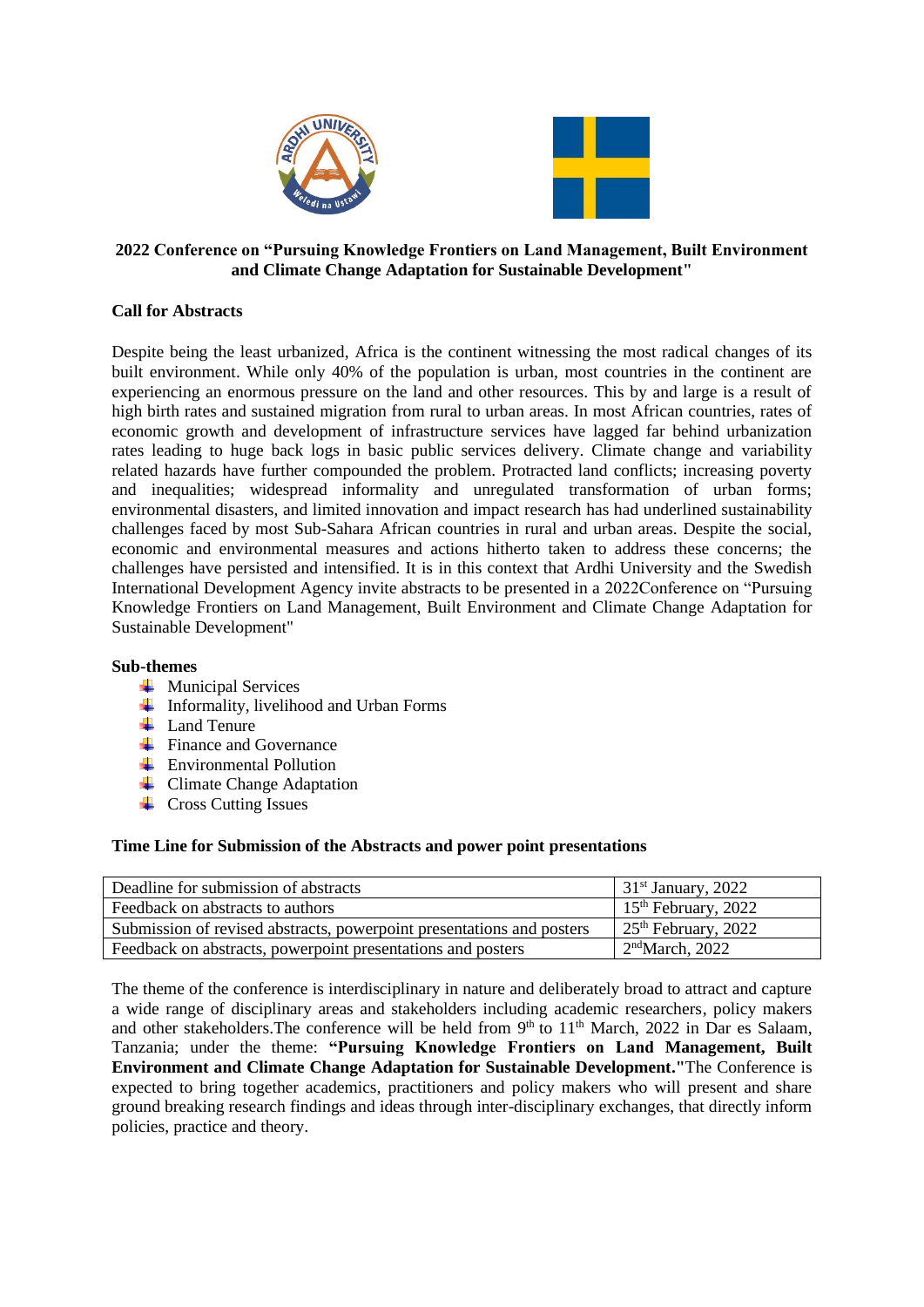**2022 Conference on "Pursuing Knowledge Frontiers on Land Management, Built Environment and Climate Change Adaptation for Sustainable Development"**

**Call for Abstracts**

Despite being the least urbanized, Africa is the continent witnessing the most radical changes of its built environment. While only 40% of the population is urban, most countries in the continent are experiencing an enormous pressure on the land and other resources. This by and large is a result of high birth rates and sustained migration from rural to urban areas. In most African countries, rates of economic growth and development of infrastructure services have lagged far behind urbanization rates leading to huge back logs in basic public services delivery. Climate change and variability related hazards have further compounded the problem. Protracted land conflicts; increasing poverty and inequalities; widespread informality and unregulated transformation of urban forms; environmental disasters, and limited innovation and impact research has had underlined sustainability challenges faced by most Sub-Sahara African countries in rural and urban areas. Despite the social, economic and environmental measures and actions hitherto taken to address these concerns; the challenges have persisted and intensified. It is in this context that Ardhi University and the Swedish International Development Agency invite abstracts to be presented in a 2022Conference on "Pursuing Knowledge Frontiers on Land Management, Built Environment and Climate Change Adaptation for Sustainable Development"

**Sub-themes**

- Municipal Services
- Informality, livelihood and Urban Forms
- Land Tenure
- Finance and Governance
- Environmental Pollution
- Climate Change Adaptation
- Cross Cutting Issues

**Time Line for Submission of the Abstracts and power point presentations**

| | |
|---|---|
| Deadline for submission of abstracts | 31st January, 2022 |
| Feedback on abstracts to authors | 15th February, 2022 |
| Submission of revised abstracts, powerpoint presentations and posters | 25th February, 2022 |
| Feedback on abstracts, powerpoint presentations and posters | 2ndMarch, 2022 |

The theme of the conference is interdisciplinary in nature and deliberately broad to attract and capture a wide range of disciplinary areas and stakeholders including academic researchers, policy makers and other stakeholders.The conference will be held from 9th to 11th March, 2022 in Dar es Salaam, Tanzania; under the theme: **"Pursuing Knowledge Frontiers on Land Management, Built Environment and Climate Change Adaptation for Sustainable Development."**The Conference is expected to bring together academics, practitioners and policy makers who will present and share ground breaking research findings and ideas through inter-disciplinary exchanges, that directly inform policies, practice and theory.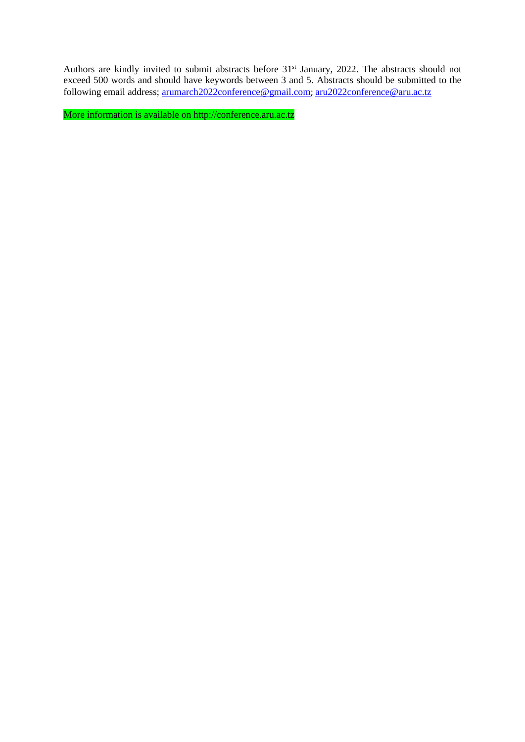Authors are kindly invited to submit abstracts before 31st January, 2022. The abstracts should not exceed 500 words and should have keywords between 3 and 5. Abstracts should be submitted to the following email address; arumarch2022conference@gmail.com; aru2022conference@aru.ac.tz

More information is available on http://conference.aru.ac.tz